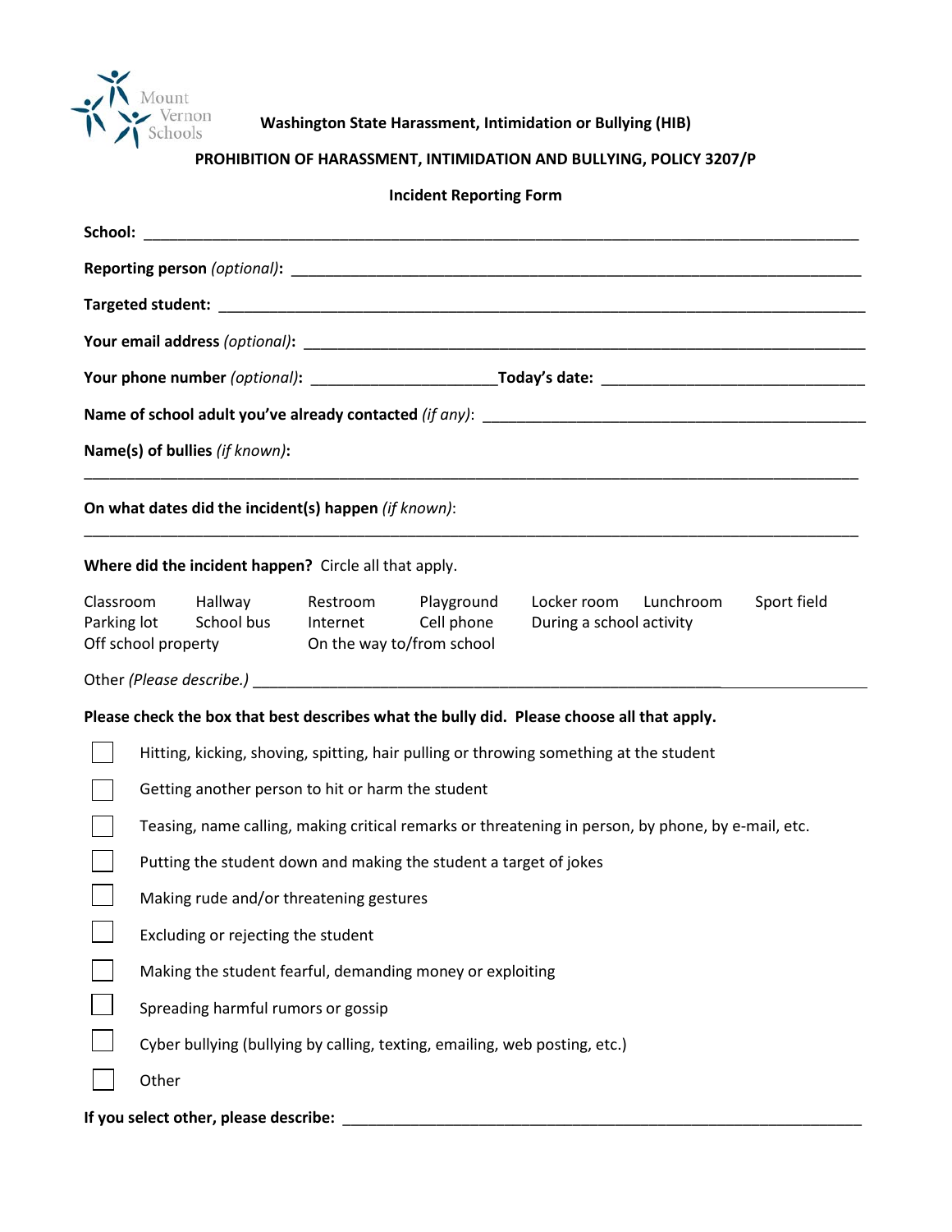Mount Vernon Schools

**Washington State Harassment, Intimidation or Bullying (HIB)**

**PROHIBITION OF HARASSMENT, INTIMIDATION AND BULLYING, POLICY 3207/P**

**Incident Reporting Form**

**School:** ___________________________________________________________________________

**Reporting person** *(optional)***:** ____________________________________________________________

**Targeted student:** ____________________________________________________________________

**Your email address** *(optional)***:** _________________________________________________________

**Your phone number** *(optional)***:** ____________________**Today's date:** ____________________________

**Name of school adult you've already contacted** *(if any)*: ________________________________________

**Name(s) of bullies** *(if known)***:**

___________________________________________________________________________________

**On what dates did the incident(s) happen** *(if known)*:

___________________________________________________________________________________

**Where did the incident happen?** Circle all that apply.

Classroom Hallway Restroom Playground Locker room Lunchroom Sport field
Parking lot School bus Internet Cell phone During a school activity
Off school property On the way to/from school

Other *(Please describe.)* ____________________________________________________________

**Please check the box that best describes what the bully did. Please choose all that apply.**

- ☐ Hitting, kicking, shoving, spitting, hair pulling or throwing something at the student
- ☐ Getting another person to hit or harm the student
- ☐ Teasing, name calling, making critical remarks or threatening in person, by phone, by e-mail, etc.
- ☐ Putting the student down and making the student a target of jokes
- ☐ Making rude and/or threatening gestures
- ☐ Excluding or rejecting the student
- ☐ Making the student fearful, demanding money or exploiting
- ☐ Spreading harmful rumors or gossip
- ☐ Cyber bullying (bullying by calling, texting, emailing, web posting, etc.)
- ☐ Other

**If you select other, please describe:** ______________________________________________________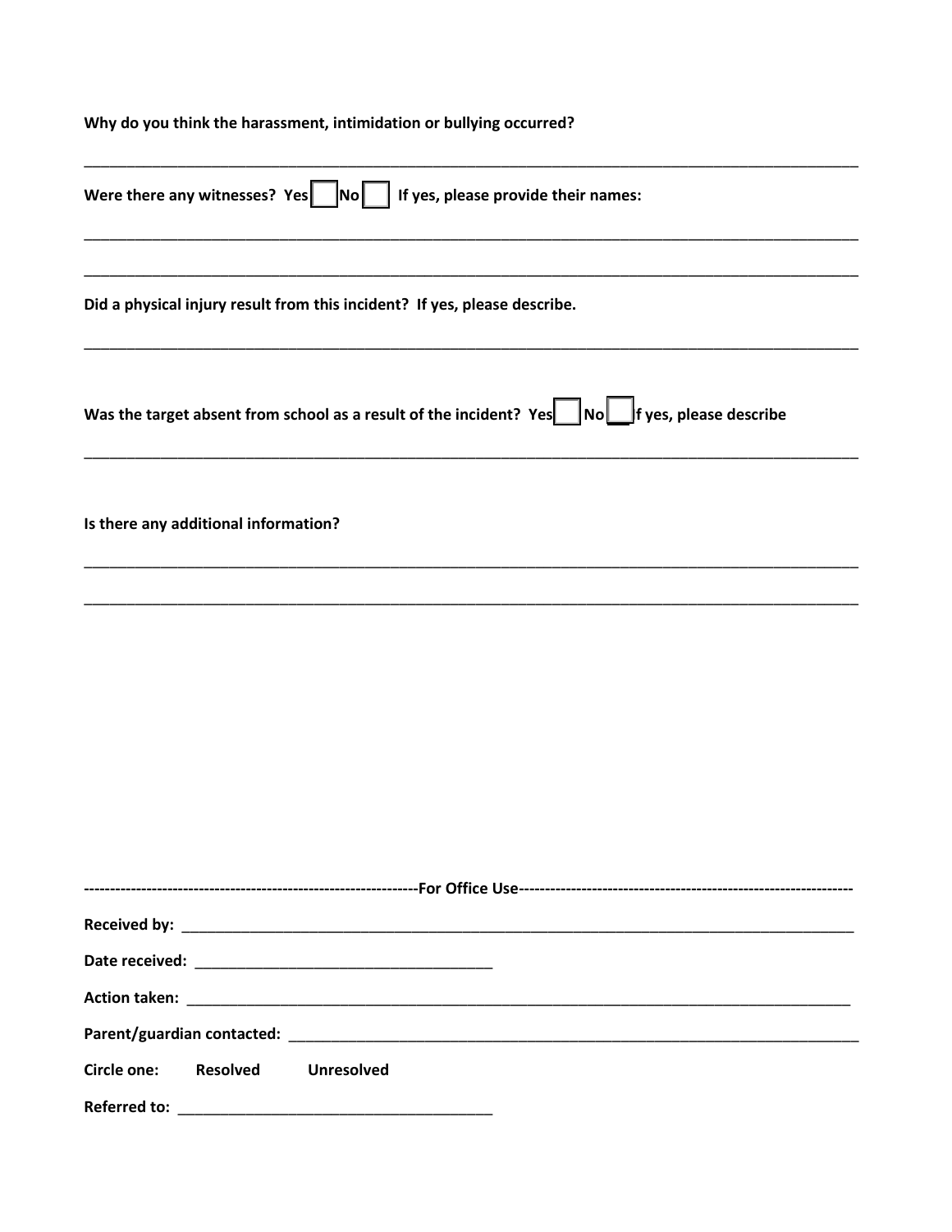**Why do you think the harassment, intimidation or bullying occurred?**

___________________________________________________________________________________________

**Were there any witnesses? Yes ☐ No ☐ If yes, please provide their names:**

___________________________________________________________________________________________

___________________________________________________________________________________________

**Did a physical injury result from this incident? If yes, please describe.**

___________________________________________________________________________________________

**Was the target absent from school as a result of the incident? Yes ☐ No ☐ If yes, please describe**

___________________________________________________________________________________________

**Is there any additional information?**

___________________________________________________________________________________________

___________________________________________________________________________________________

**---------------------------------------------------------------For Office Use---------------------------------------------------------------**

**Received by:** _____________________________________________________________________________

**Date received:** ___________________________________

**Action taken:** ____________________________________________________________________________

**Parent/guardian contacted:** _______________________________________________________________

**Circle one:** **Resolved** **Unresolved**

**Referred to:** _____________________________________